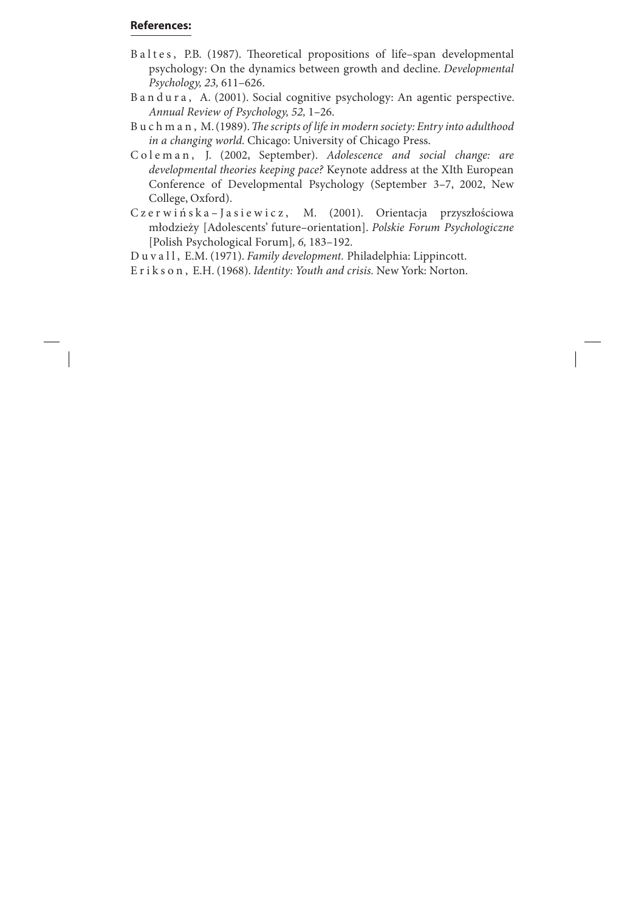**References:**

Baltes, P.B. (1987). Theoretical propositions of life–span developmental psychology: On the dynamics between growth and decline. *Developmental Psychology, 23,* 611–626.

Bandura, A. (2001). Social cognitive psychology: An agentic perspective. *Annual Review of Psychology, 52,* 1–26.

Buchman, M. (1989). *The scripts of life in modern society: Entry into adulthood in a changing world.* Chicago: University of Chicago Press.

Coleman, J. (2002, September). *Adolescence and social change: are developmental theories keeping pace?* Keynote address at the XIth European Conference of Developmental Psychology (September 3–7, 2002, New College, Oxford).

Czerwińska–Jasiewicz, M. (2001). Orientacja przyszłościowa młodzieży [Adolescents' future–orientation]. *Polskie Forum Psychologiczne* [Polish Psychological Forum], *6,* 183–192.

Duvall, E.M. (1971). *Family development.* Philadelphia: Lippincott.

Erikson, E.H. (1968). *Identity: Youth and crisis.* New York: Norton.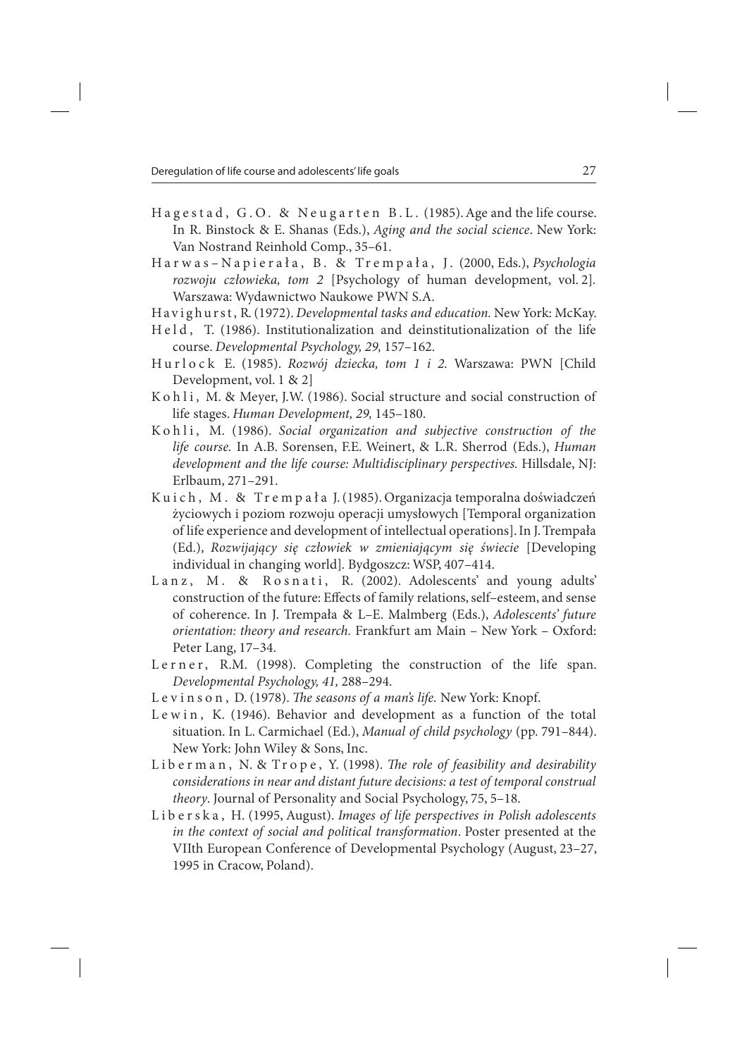Hagestad, G.O. & Neugarten B.L. (1985). Age and the life course. In R. Binstock & E. Shanas (Eds.), *Aging and the social science*. New York: Van Nostrand Reinhold Comp., 35–61.

Harwas–Napierała, B. & Trempała, J. (2000, Eds.), *Psychologia rozwoju człowieka, tom 2* [Psychology of human development, vol. 2]. Warszawa: Wydawnictwo Naukowe PWN S.A.

Havighurst, R. (1972). *Developmental tasks and education.* New York: McKay.

Held, T. (1986). Institutionalization and deinstitutionalization of the life course. *Developmental Psychology, 29,* 157–162.

Hurlock E. (1985). *Rozwój dziecka, tom 1 i 2.* Warszawa: PWN [Child Development, vol. 1 & 2]

Kohli, M. & Meyer, J.W. (1986). Social structure and social construction of life stages. *Human Development, 29,* 145–180.

Kohli, M. (1986). *Social organization and subjective construction of the life course.* In A.B. Sorensen, F.E. Weinert, & L.R. Sherrod (Eds.), *Human development and the life course: Multidisciplinary perspectives.* Hillsdale, NJ: Erlbaum, 271–291.

Kuich, M. & Trempała J. (1985). Organizacja temporalna doświadczeń życiowych i poziom rozwoju operacji umysłowych [Temporal organization of life experience and development of intellectual operations]. In J. Trempała (Ed.), *Rozwijający się człowiek w zmieniającym się świecie* [Developing individual in changing world]. Bydgoszcz: WSP, 407–414.

Lanz, M. & Rosnati, R. (2002). Adolescents' and young adults' construction of the future: Effects of family relations, self–esteem, and sense of coherence. In J. Trempała & L–E. Malmberg (Eds.), *Adolescents' future orientation: theory and research.* Frankfurt am Main – New York – Oxford: Peter Lang, 17–34.

Lerner, R.M. (1998). Completing the construction of the life span. *Developmental Psychology, 41,* 288–294.

Levinson, D. (1978). *The seasons of a man's life.* New York: Knopf.

Lewin, K. (1946). Behavior and development as a function of the total situation. In L. Carmichael (Ed.), *Manual of child psychology* (pp. 791–844). New York: John Wiley & Sons, Inc.

Liberman, N. & Trope, Y. (1998). *The role of feasibility and desirability considerations in near and distant future decisions: a test of temporal construal theory*. Journal of Personality and Social Psychology, 75, 5–18.

Liberska, H. (1995, August). *Images of life perspectives in Polish adolescents in the context of social and political transformation*. Poster presented at the VIIth European Conference of Developmental Psychology (August, 23–27, 1995 in Cracow, Poland).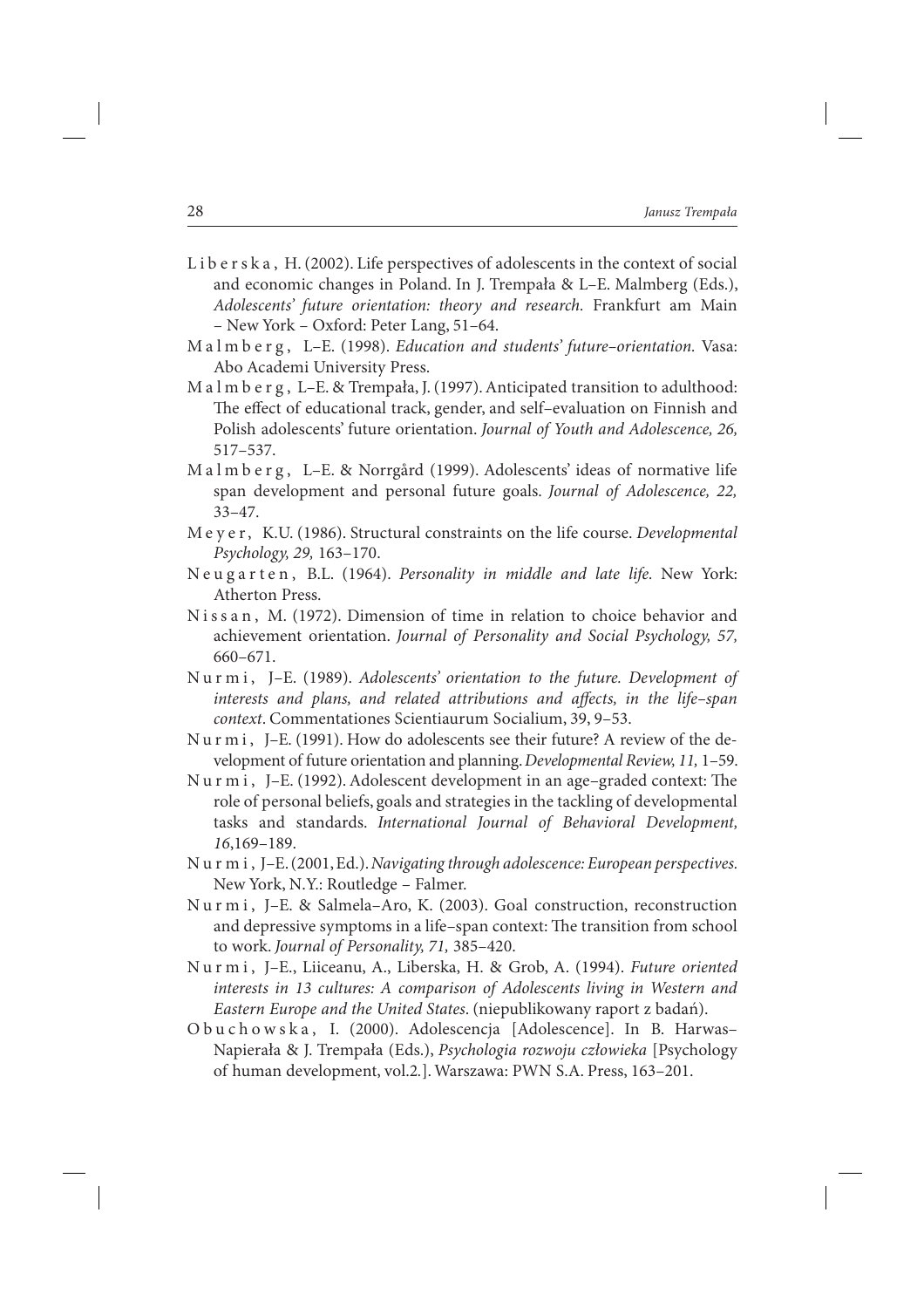Liberska, H. (2002). Life perspectives of adolescents in the context of social and economic changes in Poland. In J. Trempała & L–E. Malmberg (Eds.), *Adolescents' future orientation: theory and research.* Frankfurt am Main – New York – Oxford: Peter Lang, 51–64.

Malmberg, L–E. (1998). *Education and students' future–orientation.* Vasa: Abo Academi University Press.

Malmberg, L–E. & Trempała, J. (1997). Anticipated transition to adulthood: The effect of educational track, gender, and self–evaluation on Finnish and Polish adolescents' future orientation. *Journal of Youth and Adolescence, 26,* 517–537.

Malmberg, L–E. & Norrgård (1999). Adolescents' ideas of normative life span development and personal future goals. *Journal of Adolescence, 22,* 33–47.

Meyer, K.U. (1986). Structural constraints on the life course. *Developmental Psychology, 29,* 163–170.

Neugarten, B.L. (1964). *Personality in middle and late life.* New York: Atherton Press.

Nissan, M. (1972). Dimension of time in relation to choice behavior and achievement orientation. *Journal of Personality and Social Psychology, 57,* 660–671.

Nurmi, J–E. (1989). *Adolescents' orientation to the future. Development of interests and plans, and related attributions and affects, in the life–span context*. Commentationes Scientiaurum Socialium, 39, 9–53.

Nurmi, J–E. (1991). How do adolescents see their future? A review of the development of future orientation and planning. *Developmental Review, 11,* 1–59.

Nurmi, J–E. (1992). Adolescent development in an age–graded context: The role of personal beliefs, goals and strategies in the tackling of developmental tasks and standards. *International Journal of Behavioral Development, 16*,169–189.

Nurmi, J–E. (2001, Ed.). *Navigating through adolescence: European perspectives.* New York, N.Y.: Routledge – Falmer.

Nurmi, J–E. & Salmela–Aro, K. (2003). Goal construction, reconstruction and depressive symptoms in a life–span context: The transition from school to work. *Journal of Personality, 71,* 385–420.

Nurmi, J–E., Liiceanu, A., Liberska, H. & Grob, A. (1994). *Future oriented interests in 13 cultures: A comparison of Adolescents living in Western and Eastern Europe and the United States*. (niepublikowany raport z badań).

Obuchowska, I. (2000). Adolescencja [Adolescence]. In B. Harwas–Napierała & J. Trempała (Eds.), *Psychologia rozwoju człowieka* [Psychology of human development, vol.2.]. Warszawa: PWN S.A. Press, 163–201.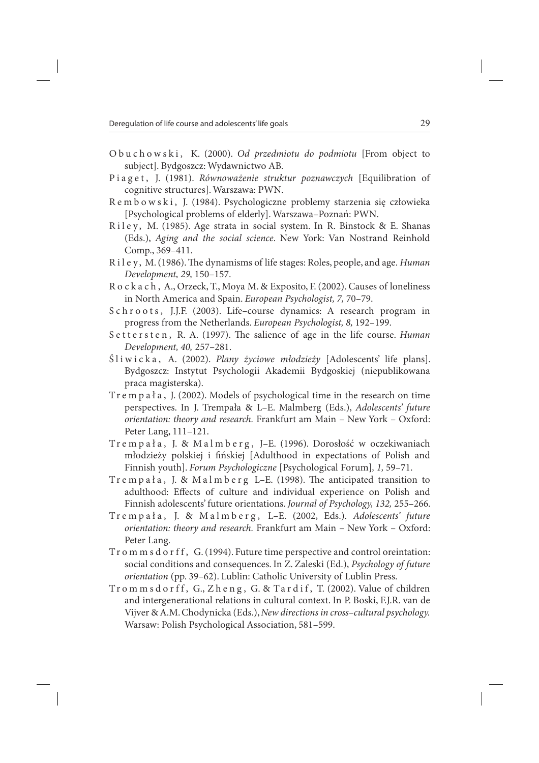Obuchowski, K. (2000). *Od przedmiotu do podmiotu* [From object to subject]. Bydgoszcz: Wydawnictwo AB.

Piaget, J. (1981). *Równoważenie struktur poznawczych* [Equilibration of cognitive structures]. Warszawa: PWN.

Rembowski, J. (1984). Psychologiczne problemy starzenia się człowieka [Psychological problems of elderly]. Warszawa–Poznań: PWN.

Riley, M. (1985). Age strata in social system. In R. Binstock & E. Shanas (Eds.), *Aging and the social science*. New York: Van Nostrand Reinhold Comp., 369–411.

Riley, M. (1986). The dynamisms of life stages: Roles, people, and age. *Human Development, 29,* 150–157.

Rockach, A., Orzeck, T., Moya M. & Exposito, F. (2002). Causes of loneliness in North America and Spain. *European Psychologist, 7,* 70–79.

Schroots, J.J.F. (2003). Life–course dynamics: A research program in progress from the Netherlands. *European Psychologist, 8,* 192–199.

Settersten, R. A. (1997). The salience of age in the life course. *Human Development, 40,* 257–281.

Śliwicka, A. (2002). *Plany życiowe młodzieży* [Adolescents' life plans]. Bydgoszcz: Instytut Psychologii Akademii Bydgoskiej (niepublikowana praca magisterska).

Trempała, J. (2002). Models of psychological time in the research on time perspectives. In J. Trempała & L–E. Malmberg (Eds.), *Adolescents' future orientation: theory and research.* Frankfurt am Main – New York – Oxford: Peter Lang, 111–121.

Trempała, J. & Malmberg, J–E. (1996). Dorosłość w oczekiwaniach młodzieży polskiej i fińskiej [Adulthood in expectations of Polish and Finnish youth]. *Forum Psychologiczne* [Psychological Forum], *1,* 59–71.

Trempała, J. & Malmberg L–E. (1998). The anticipated transition to adulthood: Effects of culture and individual experience on Polish and Finnish adolescents' future orientations. *Journal of Psychology, 132,* 255–266.

Trempała, J. & Malmberg, L–E. (2002, Eds.). *Adolescents' future orientation: theory and research.* Frankfurt am Main – New York – Oxford: Peter Lang.

Trommsdorff, G. (1994). Future time perspective and control oreintation: social conditions and consequences. In Z. Zaleski (Ed.), *Psychology of future orientation* (pp. 39–62). Lublin: Catholic University of Lublin Press.

Trommsdorff, G., Zheng, G. & Tardif, T. (2002). Value of children and intergenerational relations in cultural context. In P. Boski, F.J.R. van de Vijver & A.M. Chodynicka (Eds.), *New directions in cross–cultural psychology.* Warsaw: Polish Psychological Association, 581–599.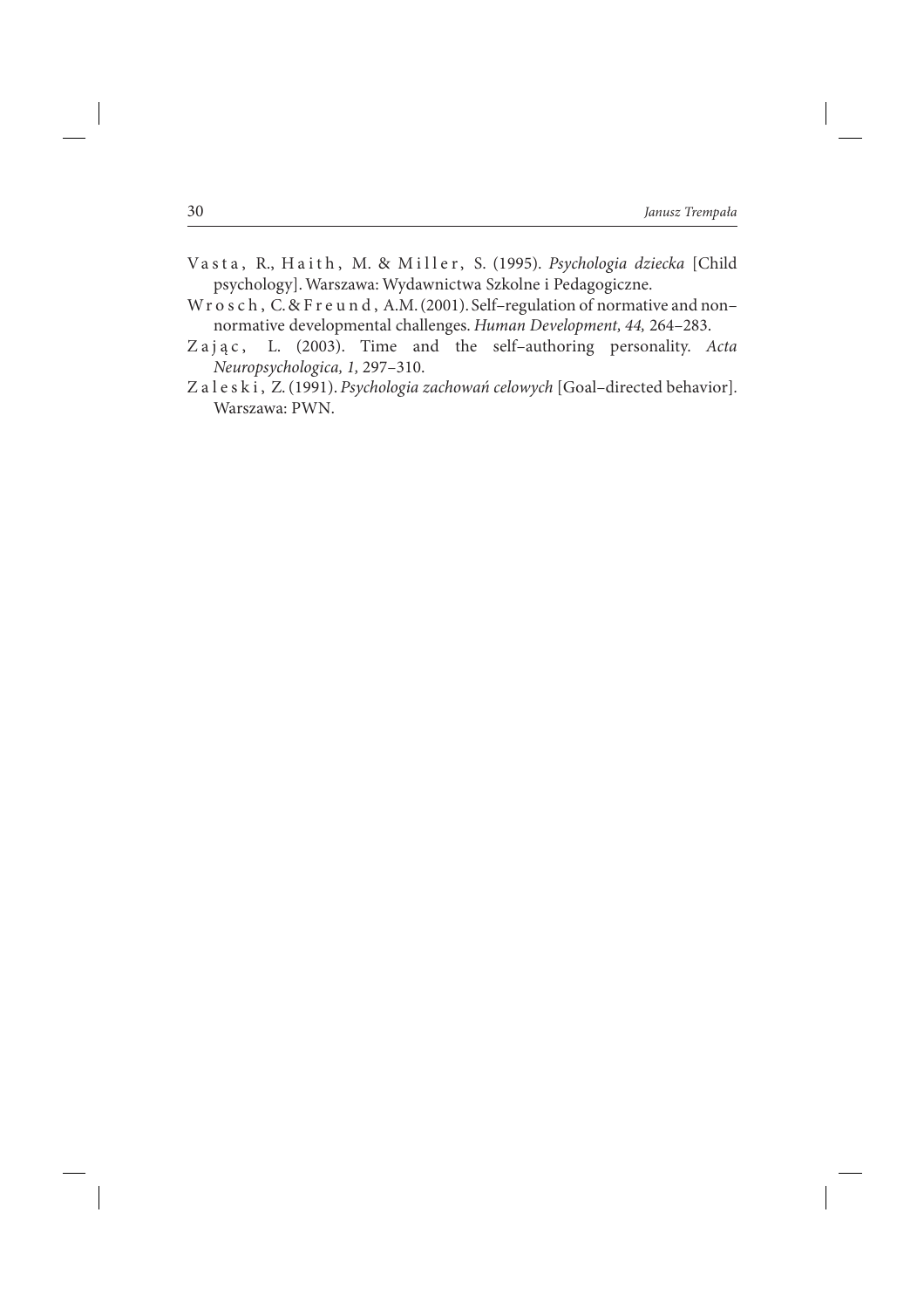Vasta, R., Haith, M. & Miller, S. (1995). *Psychologia dziecka* [Child psychology]. Warszawa: Wydawnictwa Szkolne i Pedagogiczne.

Wrosch, C. & Freund, A.M. (2001). Self–regulation of normative and non–normative developmental challenges. *Human Development, 44,* 264–283.

Zając, L. (2003). Time and the self–authoring personality. *Acta Neuropsychologica, 1,* 297–310.

Zaleski, Z. (1991). *Psychologia zachowań celowych* [Goal–directed behavior]. Warszawa: PWN.